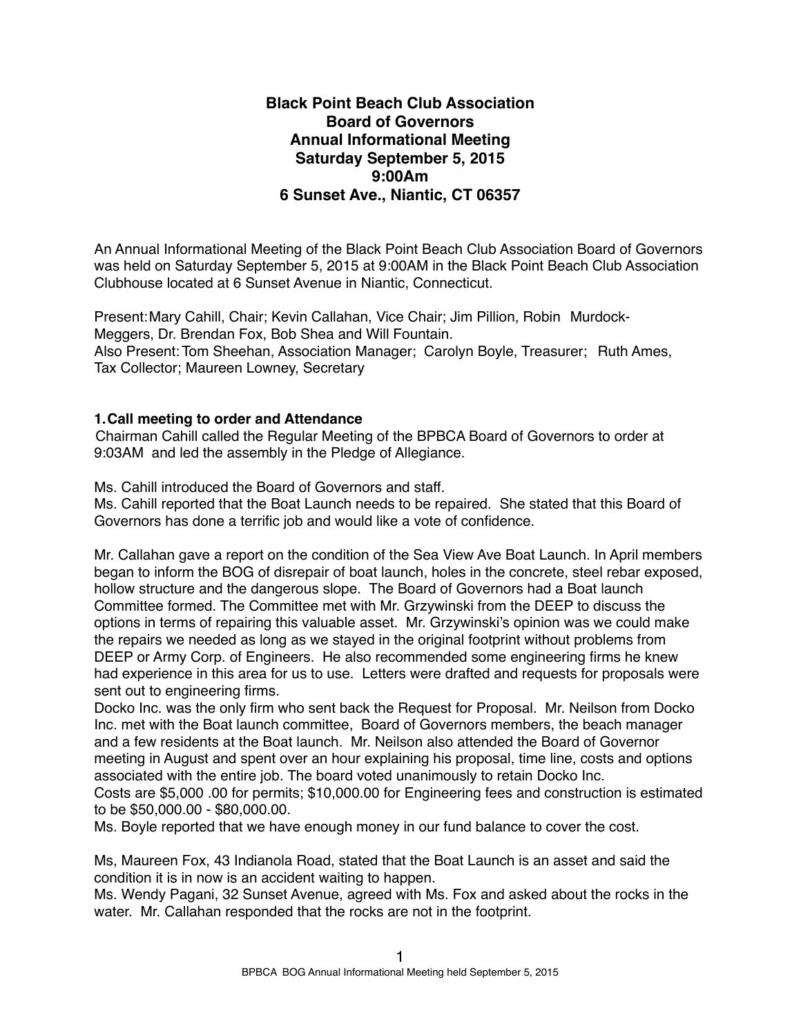**Black Point Beach Club Association**
**Board of Governors**
**Annual Informational Meeting**
**Saturday September 5, 2015**
**9:00Am**
**6 Sunset Ave., Niantic, CT 06357**

An Annual Informational Meeting of the Black Point Beach Club Association Board of Governors was held on Saturday September 5, 2015 at 9:00AM in the Black Point Beach Club Association Clubhouse located at 6 Sunset Avenue in Niantic, Connecticut.

Present: Mary Cahill, Chair; Kevin Callahan, Vice Chair; Jim Pillion, Robin Murdock-Meggers, Dr. Brendan Fox, Bob Shea and Will Fountain.
Also Present: Tom Sheehan, Association Manager; Carolyn Boyle, Treasurer; Ruth Ames, Tax Collector; Maureen Lowney, Secretary

**1. Call meeting to order and Attendance**

Chairman Cahill called the Regular Meeting of the BPBCA Board of Governors to order at 9:03AM and led the assembly in the Pledge of Allegiance.

Ms. Cahill introduced the Board of Governors and staff.
Ms. Cahill reported that the Boat Launch needs to be repaired. She stated that this Board of Governors has done a terrific job and would like a vote of confidence.

Mr. Callahan gave a report on the condition of the Sea View Ave Boat Launch. In April members began to inform the BOG of disrepair of boat launch, holes in the concrete, steel rebar exposed, hollow structure and the dangerous slope. The Board of Governors had a Boat launch Committee formed. The Committee met with Mr. Grzywinski from the DEEP to discuss the options in terms of repairing this valuable asset. Mr. Grzywinski's opinion was we could make the repairs we needed as long as we stayed in the original footprint without problems from DEEP or Army Corp. of Engineers. He also recommended some engineering firms he knew had experience in this area for us to use. Letters were drafted and requests for proposals were sent out to engineering firms.
Docko Inc. was the only firm who sent back the Request for Proposal. Mr. Neilson from Docko Inc. met with the Boat launch committee, Board of Governors members, the beach manager and a few residents at the Boat launch. Mr. Neilson also attended the Board of Governor meeting in August and spent over an hour explaining his proposal, time line, costs and options associated with the entire job. The board voted unanimously to retain Docko Inc.
Costs are $5,000 .00 for permits; $10,000.00 for Engineering fees and construction is estimated to be $50,000.00 - $80,000.00.
Ms. Boyle reported that we have enough money in our fund balance to cover the cost.

Ms, Maureen Fox, 43 Indianola Road, stated that the Boat Launch is an asset and said the condition it is in now is an accident waiting to happen.
Ms. Wendy Pagani, 32 Sunset Avenue, agreed with Ms. Fox and asked about the rocks in the water. Mr. Callahan responded that the rocks are not in the footprint.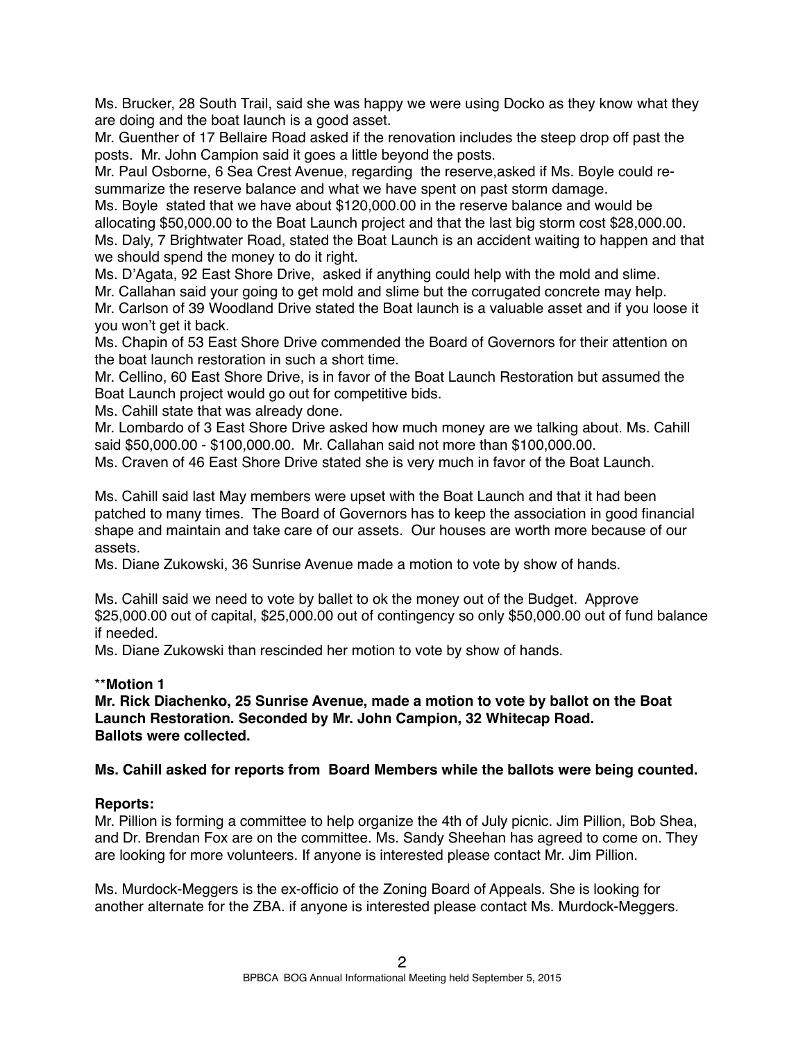Ms. Brucker, 28 South Trail, said she was happy we were using Docko as they know what they are doing and the boat launch is a good asset.

Mr. Guenther of 17 Bellaire Road asked if the renovation includes the steep drop off past the posts. Mr. John Campion said it goes a little beyond the posts.

Mr. Paul Osborne, 6 Sea Crest Avenue, regarding the reserve,asked if Ms. Boyle could re-summarize the reserve balance and what we have spent on past storm damage.

Ms. Boyle stated that we have about $120,000.00 in the reserve balance and would be allocating $50,000.00 to the Boat Launch project and that the last big storm cost $28,000.00.

Ms. Daly, 7 Brightwater Road, stated the Boat Launch is an accident waiting to happen and that we should spend the money to do it right.

Ms. D'Agata, 92 East Shore Drive, asked if anything could help with the mold and slime.

Mr. Callahan said your going to get mold and slime but the corrugated concrete may help.

Mr. Carlson of 39 Woodland Drive stated the Boat launch is a valuable asset and if you loose it you won't get it back.

Ms. Chapin of 53 East Shore Drive commended the Board of Governors for their attention on the boat launch restoration in such a short time.

Mr. Cellino, 60 East Shore Drive, is in favor of the Boat Launch Restoration but assumed the Boat Launch project would go out for competitive bids.

Ms. Cahill state that was already done.

Mr. Lombardo of 3 East Shore Drive asked how much money are we talking about. Ms. Cahill said $50,000.00 - $100,000.00. Mr. Callahan said not more than $100,000.00.

Ms. Craven of 46 East Shore Drive stated she is very much in favor of the Boat Launch.

Ms. Cahill said last May members were upset with the Boat Launch and that it had been patched to many times. The Board of Governors has to keep the association in good financial shape and maintain and take care of our assets. Our houses are worth more because of our assets.

Ms. Diane Zukowski, 36 Sunrise Avenue made a motion to vote by show of hands.

Ms. Cahill said we need to vote by ballet to ok the money out of the Budget. Approve $25,000.00 out of capital, $25,000.00 out of contingency so only $50,000.00 out of fund balance if needed.

Ms. Diane Zukowski than rescinded her motion to vote by show of hands.

**\*\*Motion 1**

**Mr. Rick Diachenko, 25 Sunrise Avenue, made a motion to vote by ballot on the Boat Launch Restoration. Seconded by Mr. John Campion, 32 Whitecap Road.**
**Ballots were collected.**

**Ms. Cahill asked for reports from Board Members while the ballots were being counted.**

**Reports:**

Mr. Pillion is forming a committee to help organize the 4th of July picnic. Jim Pillion, Bob Shea, and Dr. Brendan Fox are on the committee. Ms. Sandy Sheehan has agreed to come on. They are looking for more volunteers. If anyone is interested please contact Mr. Jim Pillion.

Ms. Murdock-Meggers is the ex-officio of the Zoning Board of Appeals. She is looking for another alternate for the ZBA. if anyone is interested please contact Ms. Murdock-Meggers.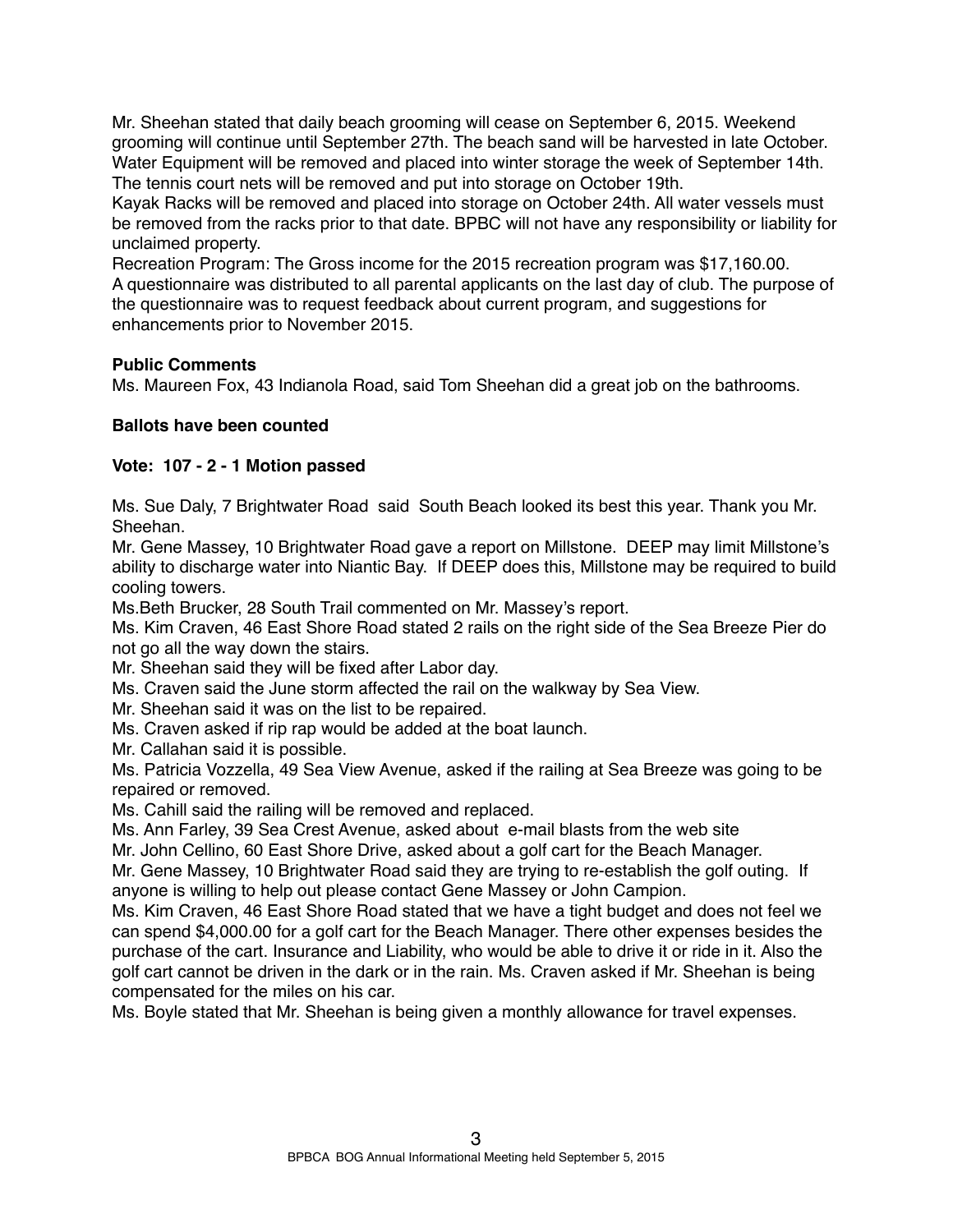Mr. Sheehan stated that daily beach grooming will cease on September 6, 2015. Weekend grooming will continue until September 27th. The beach sand will be harvested in late October. Water Equipment will be removed and placed into winter storage the week of September 14th. The tennis court nets will be removed and put into storage on October 19th.
Kayak Racks will be removed and placed into storage on October 24th. All water vessels must be removed from the racks prior to that date. BPBC will not have any responsibility or liability for unclaimed property.
Recreation Program: The Gross income for the 2015 recreation program was $17,160.00.
A questionnaire was distributed to all parental applicants on the last day of club. The purpose of the questionnaire was to request feedback about current program, and suggestions for enhancements prior to November 2015.

**Public Comments**
Ms. Maureen Fox, 43 Indianola Road, said Tom Sheehan did a great job on the bathrooms.

**Ballots have been counted**

**Vote: 107 - 2 - 1 Motion passed**

Ms. Sue Daly, 7 Brightwater Road said South Beach looked its best this year. Thank you Mr. Sheehan.
Mr. Gene Massey, 10 Brightwater Road gave a report on Millstone. DEEP may limit Millstone's ability to discharge water into Niantic Bay. If DEEP does this, Millstone may be required to build cooling towers.
Ms.Beth Brucker, 28 South Trail commented on Mr. Massey's report.
Ms. Kim Craven, 46 East Shore Road stated 2 rails on the right side of the Sea Breeze Pier do not go all the way down the stairs.
Mr. Sheehan said they will be fixed after Labor day.
Ms. Craven said the June storm affected the rail on the walkway by Sea View.
Mr. Sheehan said it was on the list to be repaired.
Ms. Craven asked if rip rap would be added at the boat launch.
Mr. Callahan said it is possible.
Ms. Patricia Vozzella, 49 Sea View Avenue, asked if the railing at Sea Breeze was going to be repaired or removed.
Ms. Cahill said the railing will be removed and replaced.
Ms. Ann Farley, 39 Sea Crest Avenue, asked about e-mail blasts from the web site
Mr. John Cellino, 60 East Shore Drive, asked about a golf cart for the Beach Manager.
Mr. Gene Massey, 10 Brightwater Road said they are trying to re-establish the golf outing. If anyone is willing to help out please contact Gene Massey or John Campion.
Ms. Kim Craven, 46 East Shore Road stated that we have a tight budget and does not feel we can spend $4,000.00 for a golf cart for the Beach Manager. There other expenses besides the purchase of the cart. Insurance and Liability, who would be able to drive it or ride in it. Also the golf cart cannot be driven in the dark or in the rain. Ms. Craven asked if Mr. Sheehan is being compensated for the miles on his car.
Ms. Boyle stated that Mr. Sheehan is being given a monthly allowance for travel expenses.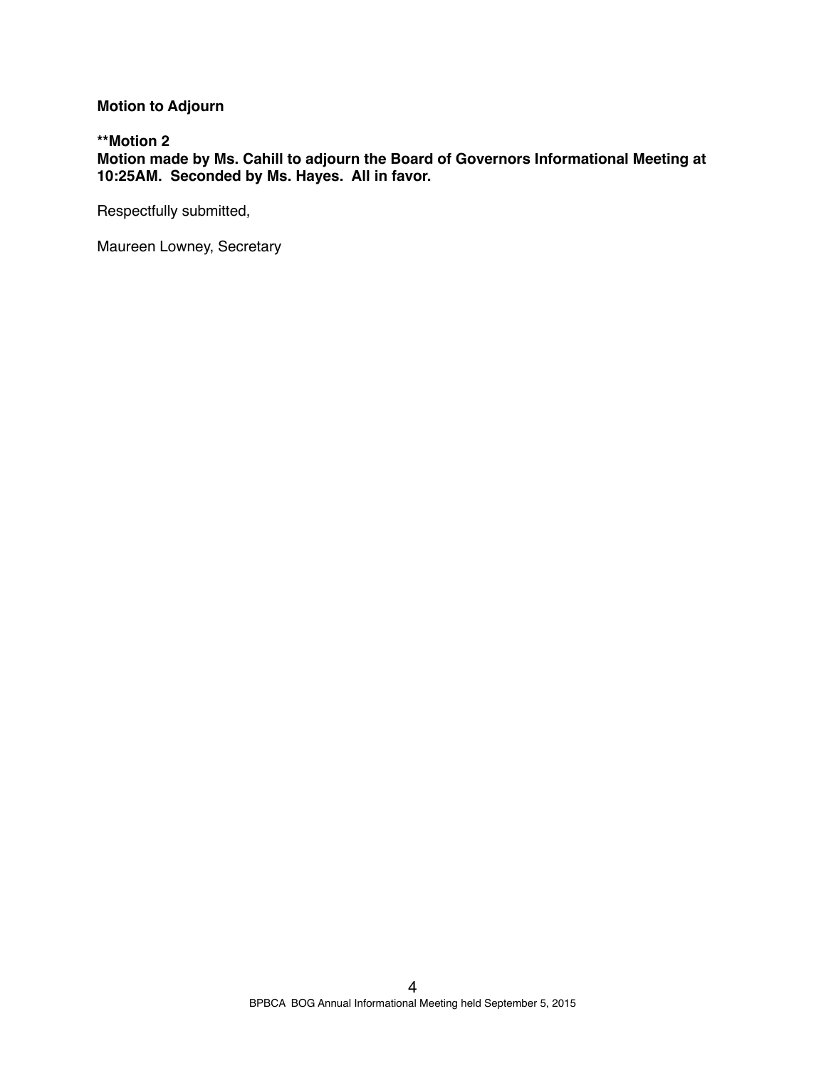**Motion to Adjourn**

****Motion 2**
**Motion made by Ms. Cahill to adjourn the Board of Governors Informational Meeting at 10:25AM. Seconded by Ms. Hayes. All in favor.**

Respectfully submitted,

Maureen Lowney, Secretary